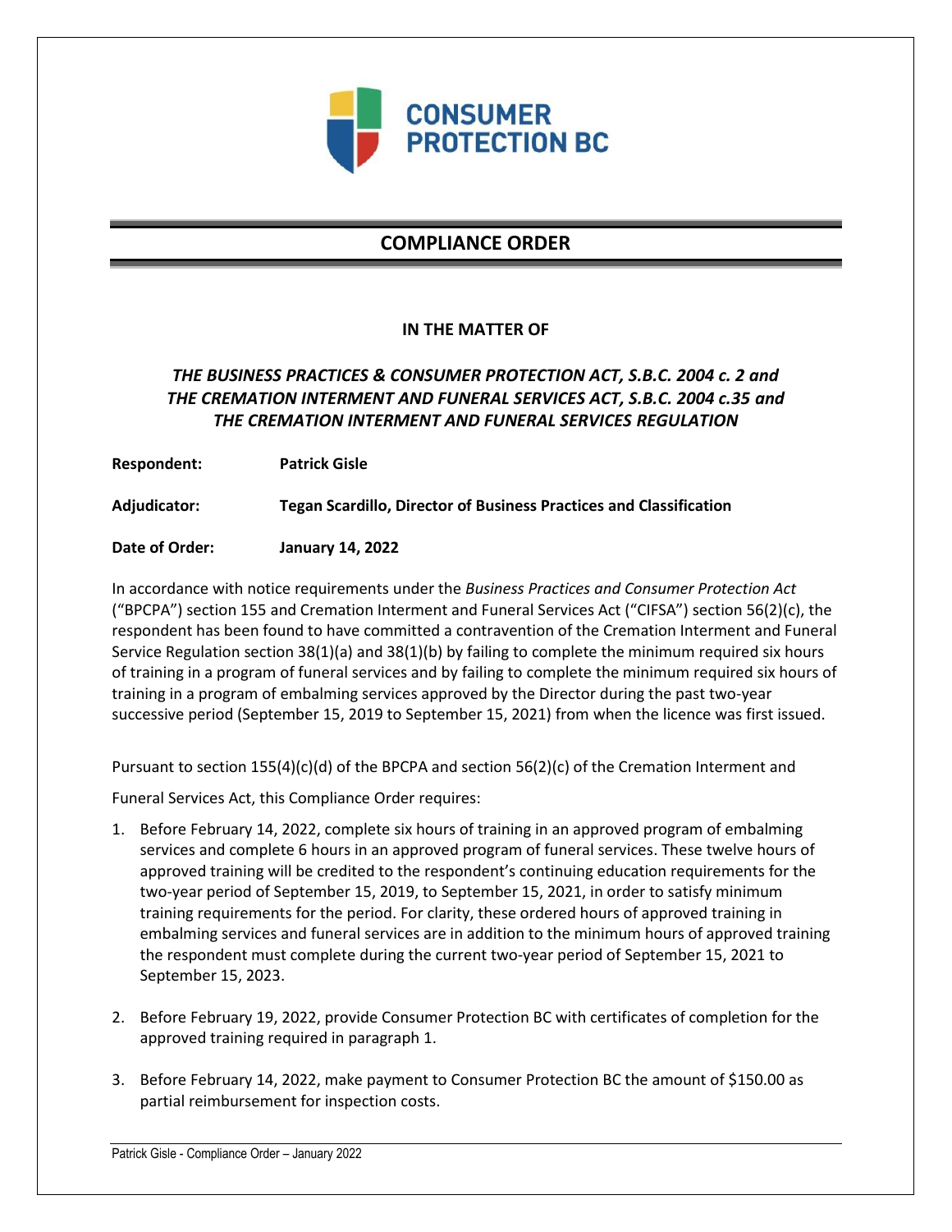CONSUMER PROTECTION BC

# COMPLIANCE ORDER

**IN THE MATTER OF**

***THE BUSINESS PRACTICES & CONSUMER PROTECTION ACT, S.B.C. 2004 c. 2 and THE CREMATION INTERMENT AND FUNERAL SERVICES ACT, S.B.C. 2004 c.35 and THE CREMATION INTERMENT AND FUNERAL SERVICES REGULATION***

**Respondent:** **Patrick Gisle**

**Adjudicator:** **Tegan Scardillo, Director of Business Practices and Classification**

**Date of Order:** **January 14, 2022**

In accordance with notice requirements under the *Business Practices and Consumer Protection Act* ("BPCPA") section 155 and Cremation Interment and Funeral Services Act ("CIFSA") section 56(2)(c), the respondent has been found to have committed a contravention of the Cremation Interment and Funeral Service Regulation section 38(1)(a) and 38(1)(b) by failing to complete the minimum required six hours of training in a program of funeral services and by failing to complete the minimum required six hours of training in a program of embalming services approved by the Director during the past two-year successive period (September 15, 2019 to September 15, 2021) from when the licence was first issued.

Pursuant to section 155(4)(c)(d) of the BPCPA and section 56(2)(c) of the Cremation Interment and Funeral Services Act, this Compliance Order requires:

1. Before February 14, 2022, complete six hours of training in an approved program of embalming services and complete 6 hours in an approved program of funeral services. These twelve hours of approved training will be credited to the respondent's continuing education requirements for the two-year period of September 15, 2019, to September 15, 2021, in order to satisfy minimum training requirements for the period. For clarity, these ordered hours of approved training in embalming services and funeral services are in addition to the minimum hours of approved training the respondent must complete during the current two-year period of September 15, 2021 to September 15, 2023.

2. Before February 19, 2022, provide Consumer Protection BC with certificates of completion for the approved training required in paragraph 1.

3. Before February 14, 2022, make payment to Consumer Protection BC the amount of $150.00 as partial reimbursement for inspection costs.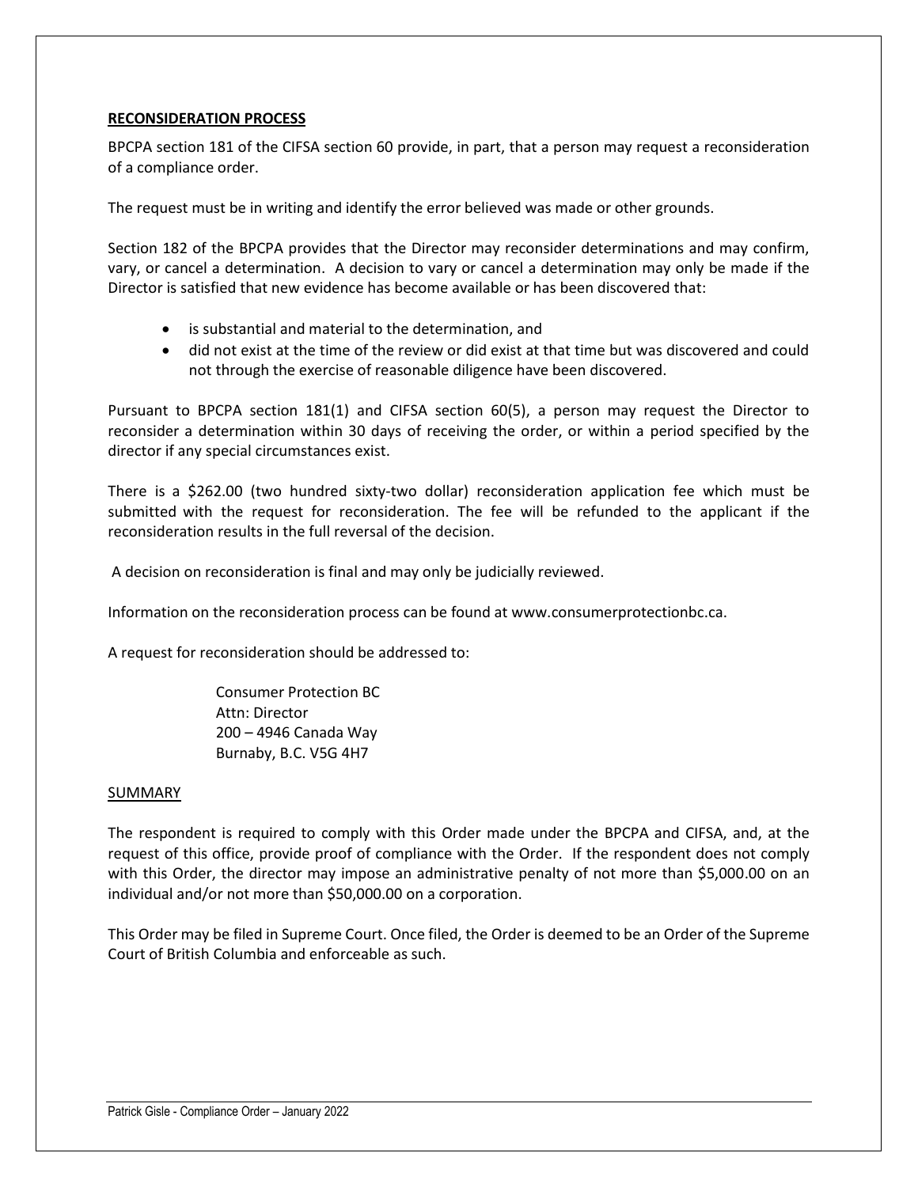**RECONSIDERATION PROCESS**

BPCPA section 181 of the CIFSA section 60 provide, in part, that a person may request a reconsideration of a compliance order.

The request must be in writing and identify the error believed was made or other grounds.

Section 182 of the BPCPA provides that the Director may reconsider determinations and may confirm, vary, or cancel a determination. A decision to vary or cancel a determination may only be made if the Director is satisfied that new evidence has become available or has been discovered that:

- is substantial and material to the determination, and
- did not exist at the time of the review or did exist at that time but was discovered and could not through the exercise of reasonable diligence have been discovered.

Pursuant to BPCPA section 181(1) and CIFSA section 60(5), a person may request the Director to reconsider a determination within 30 days of receiving the order, or within a period specified by the director if any special circumstances exist.

There is a $262.00 (two hundred sixty-two dollar) reconsideration application fee which must be submitted with the request for reconsideration. The fee will be refunded to the applicant if the reconsideration results in the full reversal of the decision.

A decision on reconsideration is final and may only be judicially reviewed.

Information on the reconsideration process can be found at www.consumerprotectionbc.ca.

A request for reconsideration should be addressed to:

Consumer Protection BC
Attn: Director
200 – 4946 Canada Way
Burnaby, B.C. V5G 4H7

SUMMARY

The respondent is required to comply with this Order made under the BPCPA and CIFSA, and, at the request of this office, provide proof of compliance with the Order. If the respondent does not comply with this Order, the director may impose an administrative penalty of not more than $5,000.00 on an individual and/or not more than $50,000.00 on a corporation.

This Order may be filed in Supreme Court. Once filed, the Order is deemed to be an Order of the Supreme Court of British Columbia and enforceable as such.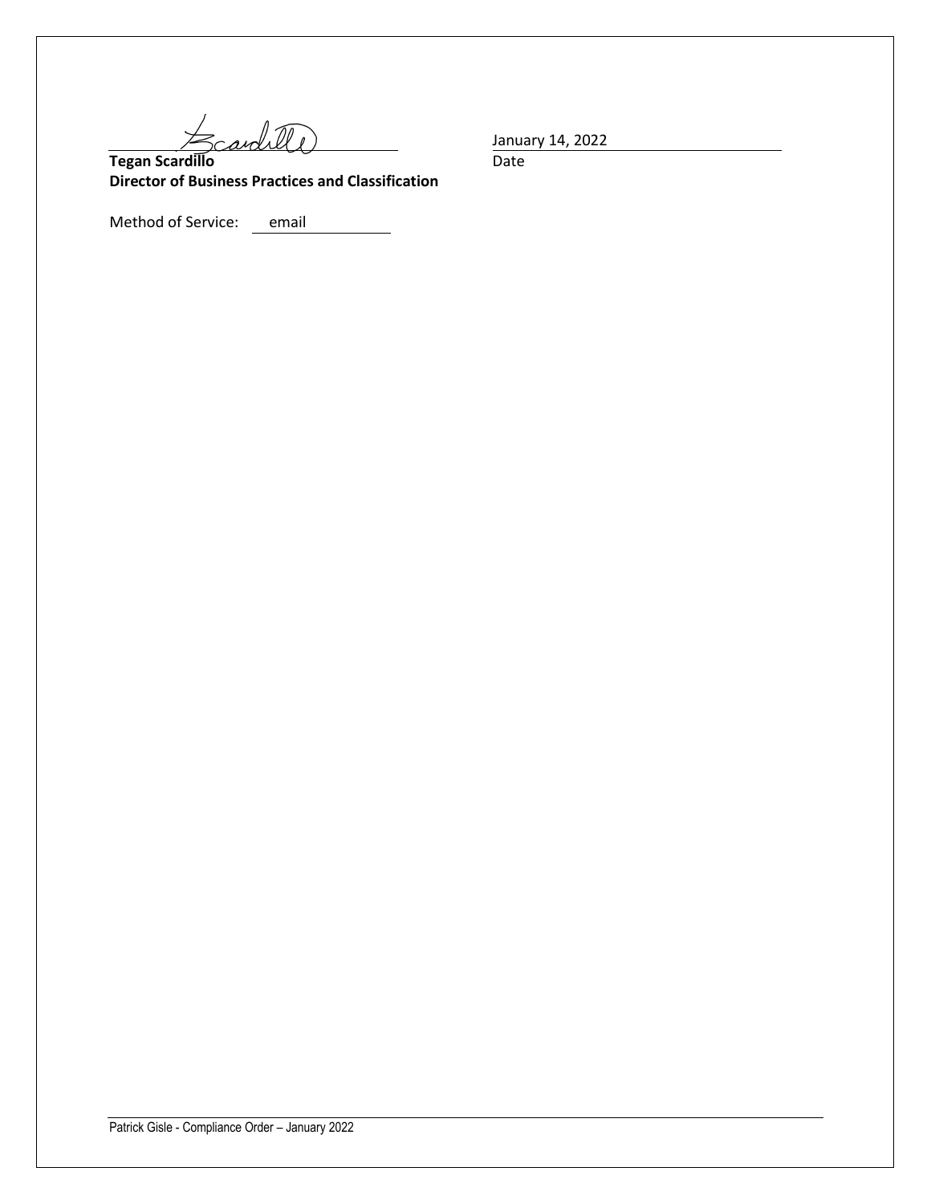**Tegan Scardillo**
**Director of Business Practices and Classification**

January 14, 2022
Date

Method of Service: email